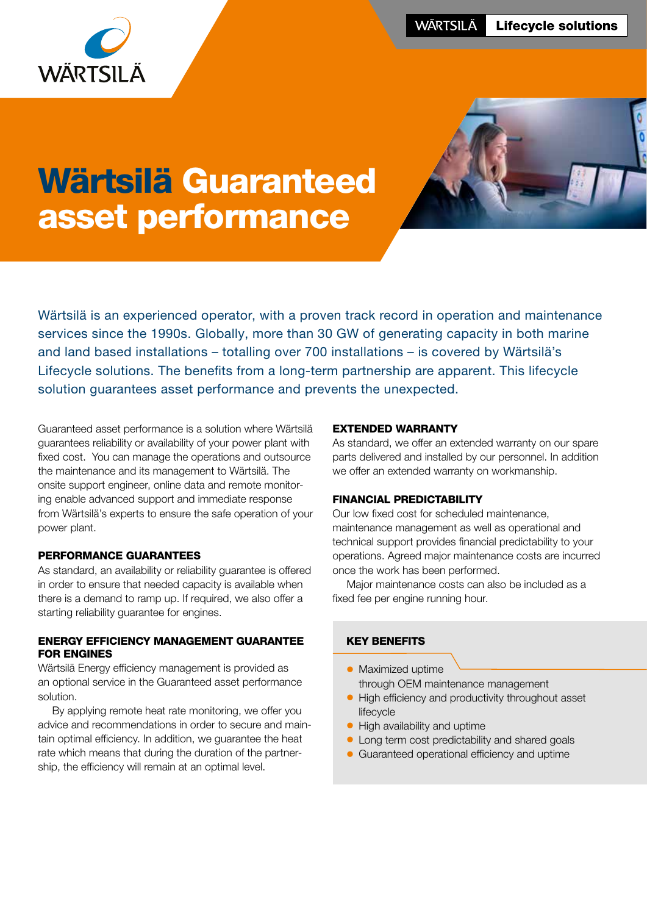# Wärtsilä Guaranteed asset performance

Wärtsilä is an experienced operator, with a proven track record in operation and maintenance services since the 1990s. Globally, more than 30 GW of generating capacity in both marine and land based installations – totalling over 700 installations – is covered by Wärtsilä's Lifecycle solutions. The benefits from a long-term partnership are apparent. This lifecycle solution guarantees asset performance and prevents the unexpected.

Guaranteed asset performance is a solution where Wärtsilä guarantees reliability or availability of your power plant with fixed cost. You can manage the operations and outsource the maintenance and its management to Wärtsilä. The onsite support engineer, online data and remote monitoring enable advanced support and immediate response from Wärtsilä's experts to ensure the safe operation of your power plant.

### PERFORMANCE GUARANTEES

As standard, an availability or reliability guarantee is offered in order to ensure that needed capacity is available when there is a demand to ramp up. If required, we also offer a starting reliability guarantee for engines.

### ENERGY EFFICIENCY MANAGEMENT GUARANTEE FOR ENGINES

Wärtsilä Energy efficiency management is provided as an optional service in the Guaranteed asset performance solution.

By applying remote heat rate monitoring, we offer you advice and recommendations in order to secure and maintain optimal efficiency. In addition, we guarantee the heat rate which means that during the duration of the partnership, the efficiency will remain at an optimal level.

### EXTENDED WARRANTY

As standard, we offer an extended warranty on our spare parts delivered and installed by our personnel. In addition we offer an extended warranty on workmanship.

### FINANCIAL PREDICTABILITY

Our low fixed cost for scheduled maintenance, maintenance management as well as operational and technical support provides financial predictability to your operations. Agreed major maintenance costs are incurred once the work has been performed.

Major maintenance costs can also be included as a fixed fee per engine running hour.

### KEY BENEFITS

- Maximized uptime through OEM maintenance management
- High efficiency and productivity throughout asset lifecycle
- High availability and uptime
- Long term cost predictability and shared goals
- Guaranteed operational efficiency and uptime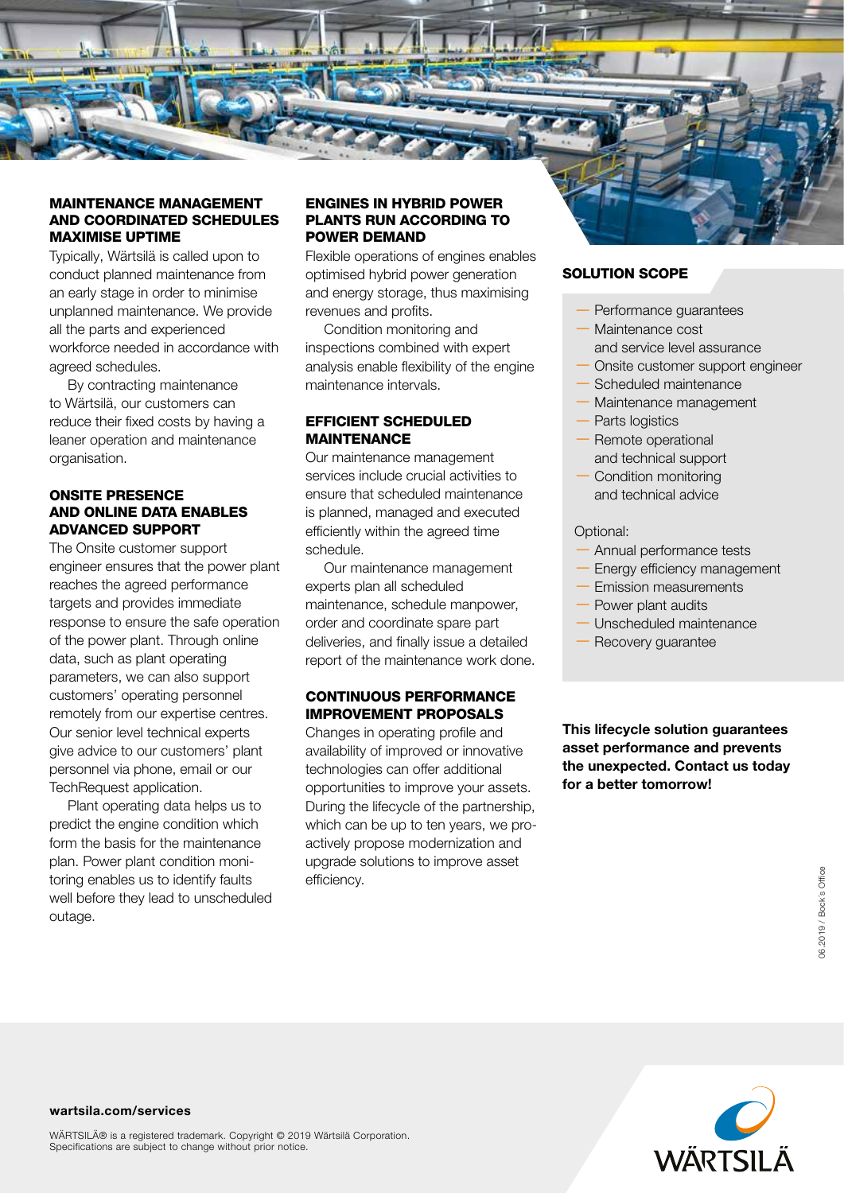## MAINTENANCE MANAGEMENT AND COORDINATED SCHEDULES MAXIMISE UPTIME

Typically, Wärtsilä is called upon to conduct planned maintenance from an early stage in order to minimise unplanned maintenance. We provide all the parts and experienced workforce needed in accordance with agreed schedules.

By contracting maintenance to Wärtsilä, our customers can reduce their fixed costs by having a leaner operation and maintenance organisation.

## ONSITE PRESENCE AND ONLINE DATA ENABLES ADVANCED SUPPORT

The Onsite customer support engineer ensures that the power plant reaches the agreed performance targets and provides immediate response to ensure the safe operation of the power plant. Through online data, such as plant operating parameters, we can also support customers' operating personnel remotely from our expertise centres. Our senior level technical experts give advice to our customers' plant personnel via phone, email or our TechRequest application.

Plant operating data helps us to predict the engine condition which form the basis for the maintenance plan. Power plant condition monitoring enables us to identify faults well before they lead to unscheduled outage.

## ENGINES IN HYBRID POWER PLANTS RUN ACCORDING TO POWER DEMAND

Flexible operations of engines enables optimised hybrid power generation and energy storage, thus maximising revenues and profits.

Condition monitoring and inspections combined with expert analysis enable flexibility of the engine maintenance intervals.

## EFFICIENT SCHEDULED MAINTENANCE

Our maintenance management services include crucial activities to ensure that scheduled maintenance is planned, managed and executed efficiently within the agreed time schedule.

Our maintenance management experts plan all scheduled maintenance, schedule manpower, order and coordinate spare part deliveries, and finally issue a detailed report of the maintenance work done.

## CONTINUOUS PERFORMANCE IMPROVEMENT PROPOSALS

Changes in operating profile and availability of improved or innovative technologies can offer additional opportunities to improve your assets. During the lifecycle of the partnership, which can be up to ten years, we pro-actively propose modernization and upgrade solutions to improve asset efficiency.

## SOLUTION SCOPE

- Performance guarantees
- Maintenance cost and service level assurance
- Onsite customer support engineer
- Scheduled maintenance
- Maintenance management
- Parts logistics
- Remote operational and technical support
- Condition monitoring and technical advice

Optional:

- Annual performance tests
- Energy efficiency management
- Emission measurements
- Power plant audits
- Unscheduled maintenance
- Recovery guarantee

**This lifecycle solution guarantees asset performance and prevents the unexpected. Contact us today for a better tomorrow!**

06.2019 / Bock's Office

**wartsila.com/services**

WÄRTSILÄ® is a registered trademark. Copyright © 2019 Wärtsilä Corporation.
Specifications are subject to change without prior notice.

WÄRTSILÄ